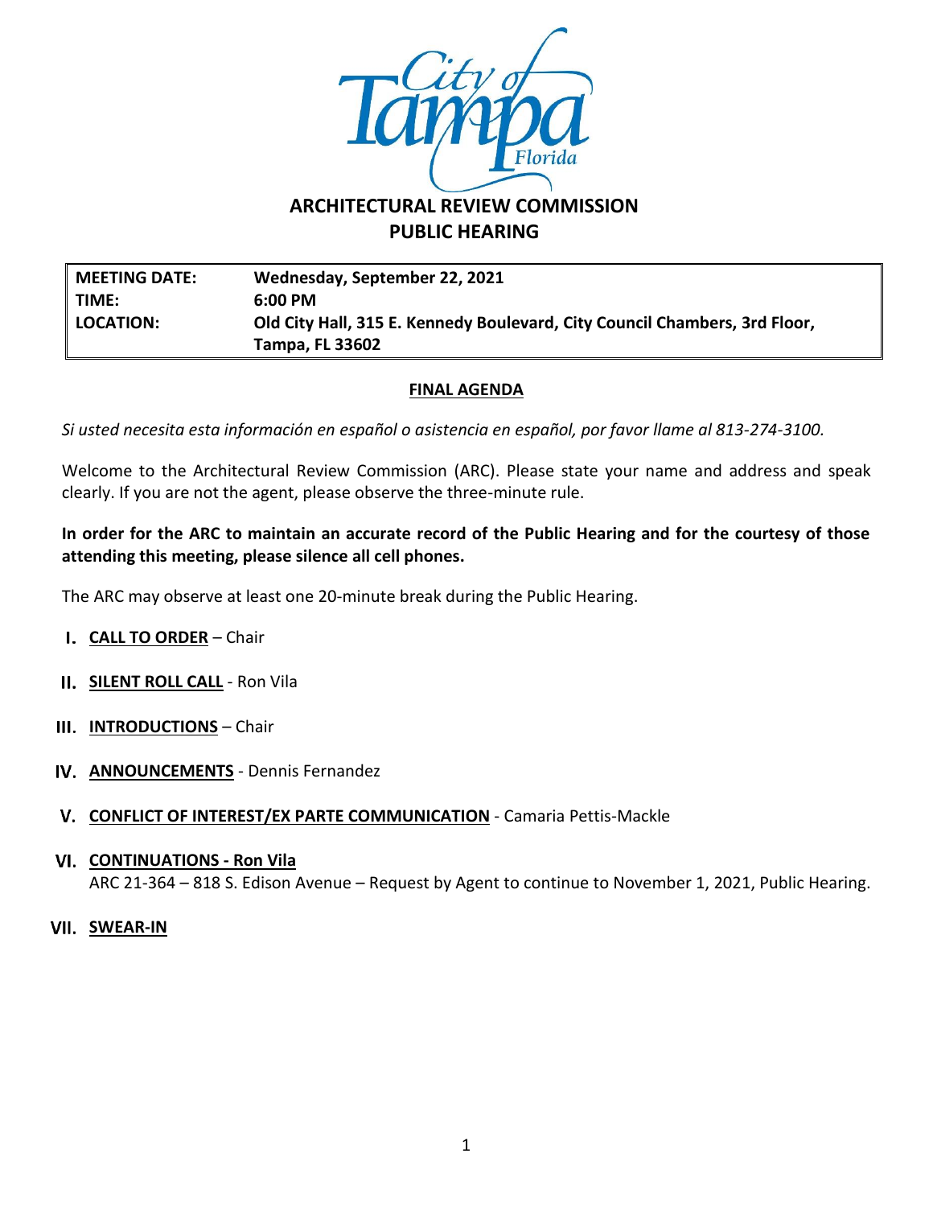# ARCHITECTURAL REVIEW COMMISSION
## PUBLIC HEARING

| | |
|---|---|
| **MEETING DATE:** | **Wednesday, September 22, 2021** |
| **TIME:** | **6:00 PM** |
| **LOCATION:** | **Old City Hall, 315 E. Kennedy Boulevard, City Council Chambers, 3rd Floor, Tampa, FL 33602** |

**FINAL AGENDA**

*Si usted necesita esta información en español o asistencia en español, por favor llame al 813-274-3100.*

Welcome to the Architectural Review Commission (ARC). Please state your name and address and speak clearly. If you are not the agent, please observe the three-minute rule.

**In order for the ARC to maintain an accurate record of the Public Hearing and for the courtesy of those attending this meeting, please silence all cell phones.**

The ARC may observe at least one 20-minute break during the Public Hearing.

I. **CALL TO ORDER** – Chair

II. **SILENT ROLL CALL** - Ron Vila

III. **INTRODUCTIONS** – Chair

IV. **ANNOUNCEMENTS** - Dennis Fernandez

V. **CONFLICT OF INTEREST/EX PARTE COMMUNICATION** - Camaria Pettis-Mackle

VI. **CONTINUATIONS - Ron Vila**
ARC 21-364 – 818 S. Edison Avenue – Request by Agent to continue to November 1, 2021, Public Hearing.

VII. **SWEAR-IN**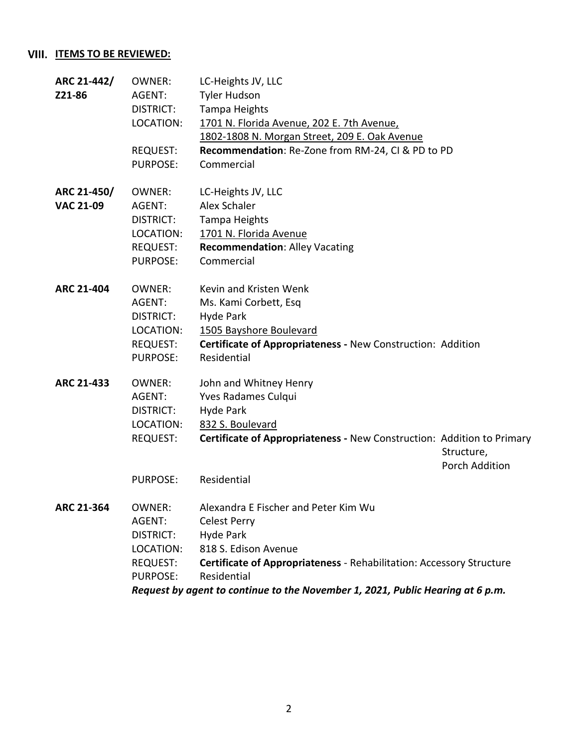## VIII. ITEMS TO BE REVIEWED:

**ARC 21-442/ Z21-86**

OWNER: LC-Heights JV, LLC
AGENT: Tyler Hudson
DISTRICT: Tampa Heights
LOCATION: 1701 N. Florida Avenue, 202 E. 7th Avenue, 1802-1808 N. Morgan Street, 209 E. Oak Avenue
REQUEST: **Recommendation**: Re-Zone from RM-24, CI & PD to PD
PURPOSE: Commercial

**ARC 21-450/ VAC 21-09**

OWNER: LC-Heights JV, LLC
AGENT: Alex Schaler
DISTRICT: Tampa Heights
LOCATION: 1701 N. Florida Avenue
REQUEST: **Recommendation**: Alley Vacating
PURPOSE: Commercial

**ARC 21-404**

OWNER: Kevin and Kristen Wenk
AGENT: Ms. Kami Corbett, Esq
DISTRICT: Hyde Park
LOCATION: 1505 Bayshore Boulevard
REQUEST: **Certificate of Appropriateness -** New Construction: Addition
PURPOSE: Residential

**ARC 21-433**

OWNER: John and Whitney Henry
AGENT: Yves Radames Culqui
DISTRICT: Hyde Park
LOCATION: 832 S. Boulevard
REQUEST: **Certificate of Appropriateness -** New Construction: Addition to Primary Structure, Porch Addition
PURPOSE: Residential

**ARC 21-364**

OWNER: Alexandra E Fischer and Peter Kim Wu
AGENT: Celest Perry
DISTRICT: Hyde Park
LOCATION: 818 S. Edison Avenue
REQUEST: **Certificate of Appropriateness** - Rehabilitation: Accessory Structure
PURPOSE: Residential

***Request by agent to continue to the November 1, 2021, Public Hearing at 6 p.m.***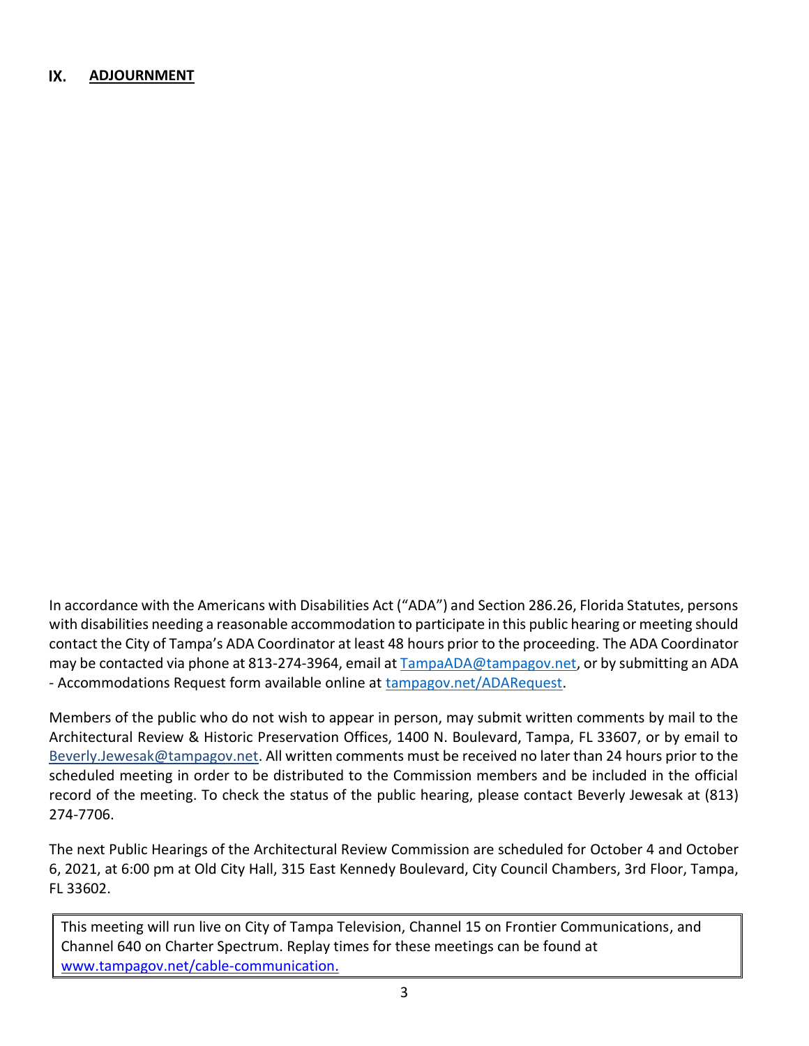## IX. <u>ADJOURNMENT</u>

In accordance with the Americans with Disabilities Act ("ADA") and Section 286.26, Florida Statutes, persons with disabilities needing a reasonable accommodation to participate in this public hearing or meeting should contact the City of Tampa's ADA Coordinator at least 48 hours prior to the proceeding. The ADA Coordinator may be contacted via phone at 813-274-3964, email at TampaADA@tampagov.net, or by submitting an ADA - Accommodations Request form available online at tampagov.net/ADARequest.

Members of the public who do not wish to appear in person, may submit written comments by mail to the Architectural Review & Historic Preservation Offices, 1400 N. Boulevard, Tampa, FL 33607, or by email to Beverly.Jewesak@tampagov.net. All written comments must be received no later than 24 hours prior to the scheduled meeting in order to be distributed to the Commission members and be included in the official record of the meeting. To check the status of the public hearing, please contact Beverly Jewesak at (813) 274-7706.

The next Public Hearings of the Architectural Review Commission are scheduled for October 4 and October 6, 2021, at 6:00 pm at Old City Hall, 315 East Kennedy Boulevard, City Council Chambers, 3rd Floor, Tampa, FL 33602.

This meeting will run live on City of Tampa Television, Channel 15 on Frontier Communications, and Channel 640 on Charter Spectrum. Replay times for these meetings can be found at www.tampagov.net/cable-communication.